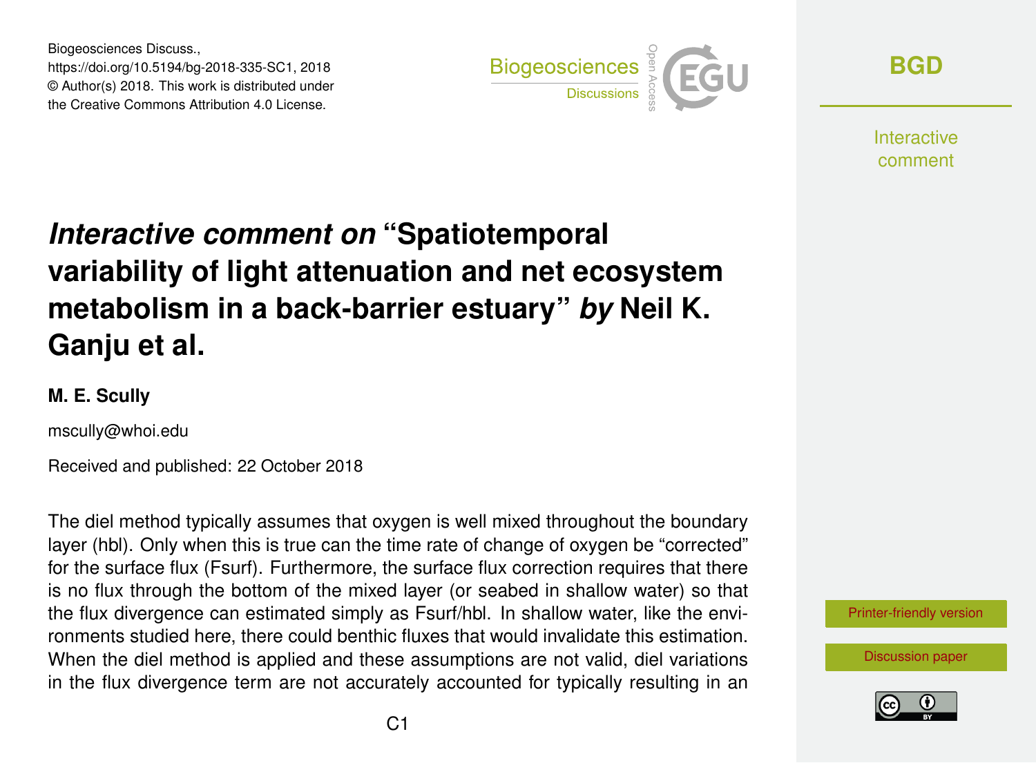Biogeosciences Discuss.,
https://doi.org/10.5194/bg-2018-335-SC1, 2018
© Author(s) 2018. This work is distributed under
the Creative Commons Attribution 4.0 License.

# *Interactive comment on* "Spatiotemporal variability of light attenuation and net ecosystem metabolism in a back-barrier estuary" *by* Neil K. Ganju et al.

**M. E. Scully**

mscully@whoi.edu

Received and published: 22 October 2018

The diel method typically assumes that oxygen is well mixed throughout the boundary layer (hbl). Only when this is true can the time rate of change of oxygen be "corrected" for the surface flux (Fsurf). Furthermore, the surface flux correction requires that there is no flux through the bottom of the mixed layer (or seabed in shallow water) so that the flux divergence can estimated simply as Fsurf/hbl. In shallow water, like the environments studied here, there could benthic fluxes that would invalidate this estimation. When the diel method is applied and these assumptions are not valid, diel variations in the flux divergence term are not accurately accounted for typically resulting in an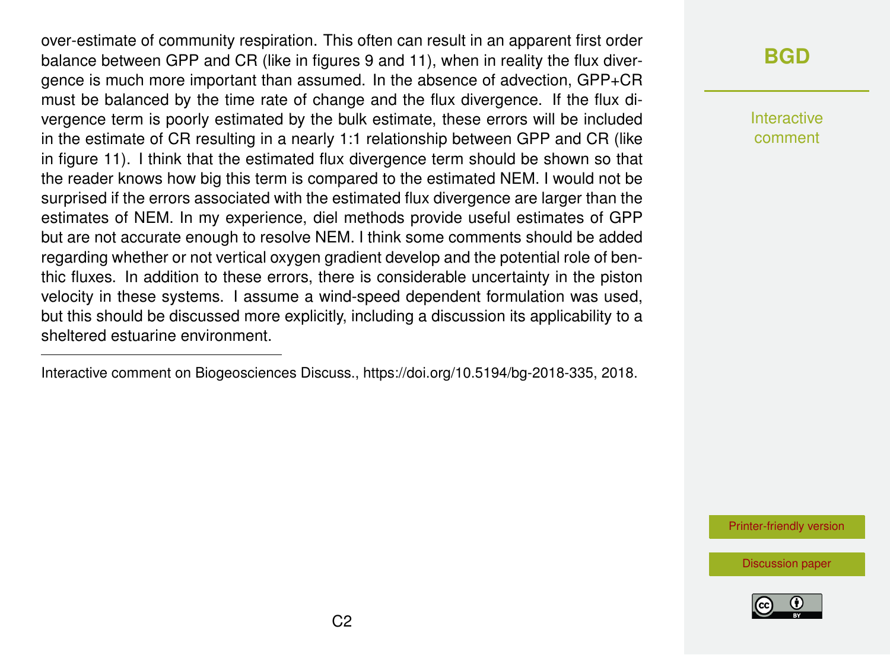over-estimate of community respiration. This often can result in an apparent first order balance between GPP and CR (like in figures 9 and 11), when in reality the flux divergence is much more important than assumed. In the absence of advection, GPP+CR must be balanced by the time rate of change and the flux divergence. If the flux divergence term is poorly estimated by the bulk estimate, these errors will be included in the estimate of CR resulting in a nearly 1:1 relationship between GPP and CR (like in figure 11). I think that the estimated flux divergence term should be shown so that the reader knows how big this term is compared to the estimated NEM. I would not be surprised if the errors associated with the estimated flux divergence are larger than the estimates of NEM. In my experience, diel methods provide useful estimates of GPP but are not accurate enough to resolve NEM. I think some comments should be added regarding whether or not vertical oxygen gradient develop and the potential role of benthic fluxes. In addition to these errors, there is considerable uncertainty in the piston velocity in these systems. I assume a wind-speed dependent formulation was used, but this should be discussed more explicitly, including a discussion its applicability to a sheltered estuarine environment.

---

Interactive comment on Biogeosciences Discuss., https://doi.org/10.5194/bg-2018-335, 2018.